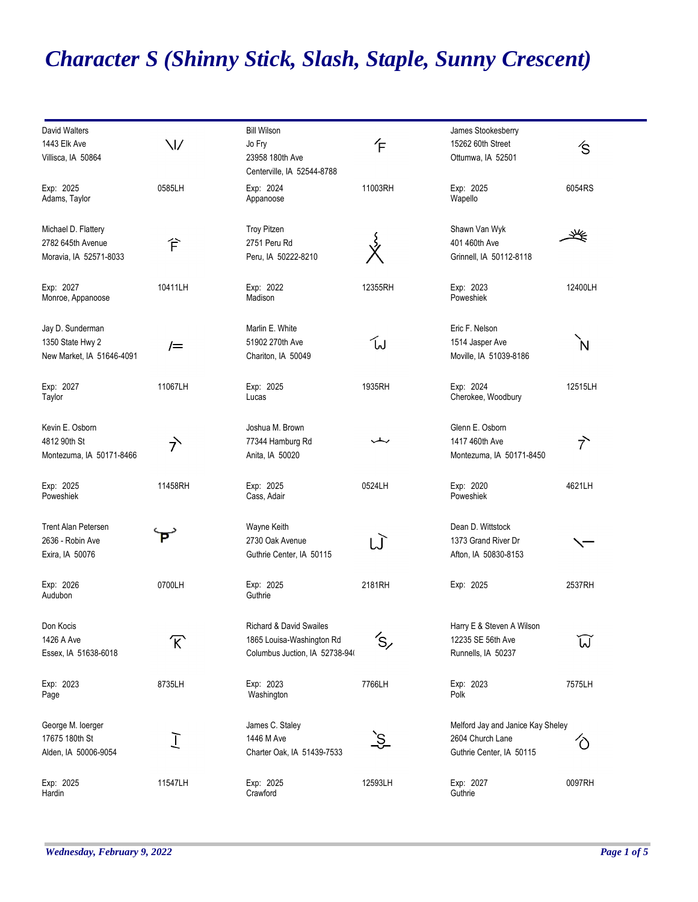# Character S (Shinny Stick, Slash, Staple, Sunny Crescent)

David Walters
1443 Elk Ave
Villisca, IA 50864

Exp: 2025
Adams, Taylor
0585LH

Bill Wilson
Jo Fry
23958 180th Ave
Centerville, IA 52544-8788

Exp: 2024
Appanoose
11003RH

James Stookesberry
15262 60th Street
Ottumwa, IA 52501

Exp: 2025
Wapello
6054RS

Michael D. Flattery
2782 645th Avenue
Moravia, IA 52571-8033

Exp: 2027
Monroe, Appanoose
10411LH

Troy Pitzen
2751 Peru Rd
Peru, IA 50222-8210

Exp: 2022
Madison
12355RH

Shawn Van Wyk
401 460th Ave
Grinnell, IA 50112-8118

Exp: 2023
Poweshiek
12400LH

Jay D. Sunderman
1350 State Hwy 2
New Market, IA 51646-4091

Exp: 2027
Taylor
11067LH

Marlin E. White
51902 270th Ave
Chariton, IA 50049

Exp: 2025
Lucas
1935RH

Eric F. Nelson
1514 Jasper Ave
Moville, IA 51039-8186

Exp: 2024
Cherokee, Woodbury
12515LH

Kevin E. Osborn
4812 90th St
Montezuma, IA 50171-8466

Exp: 2025
Poweshiek
11458RH

Joshua M. Brown
77344 Hamburg Rd
Anita, IA 50020

Exp: 2025
Cass, Adair
0524LH

Glenn E. Osborn
1417 460th Ave
Montezuma, IA 50171-8450

Exp: 2020
Poweshiek
4621LH

Trent Alan Petersen
2636 - Robin Ave
Exira, IA 50076

Exp: 2026
Audubon
0700LH

Wayne Keith
2730 Oak Avenue
Guthrie Center, IA 50115

Exp: 2025
Guthrie
2181RH

Dean D. Wittstock
1373 Grand River Dr
Afton, IA 50830-8153

Exp: 2025
2537RH

Don Kocis
1426 A Ave
Essex, IA 51638-6018

Exp: 2023
Page
8735LH

Richard & David Swailes
1865 Louisa-Washington Rd
Columbus Juction, IA 52738-94(

Exp: 2023
Washington
7766LH

Harry E & Steven A Wilson
12235 SE 56th Ave
Runnells, IA 50237

Exp: 2023
Polk
7575LH

George M. Ioerger
17675 180th St
Alden, IA 50006-9054

Exp: 2025
Hardin
11547LH

James C. Staley
1446 M Ave
Charter Oak, IA 51439-7533

Exp: 2025
Crawford
12593LH

Melford Jay and Janice Kay Sheley
2604 Church Lane
Guthrie Center, IA 50115

Exp: 2027
Guthrie
0097RH

*Wednesday, February 9, 2022*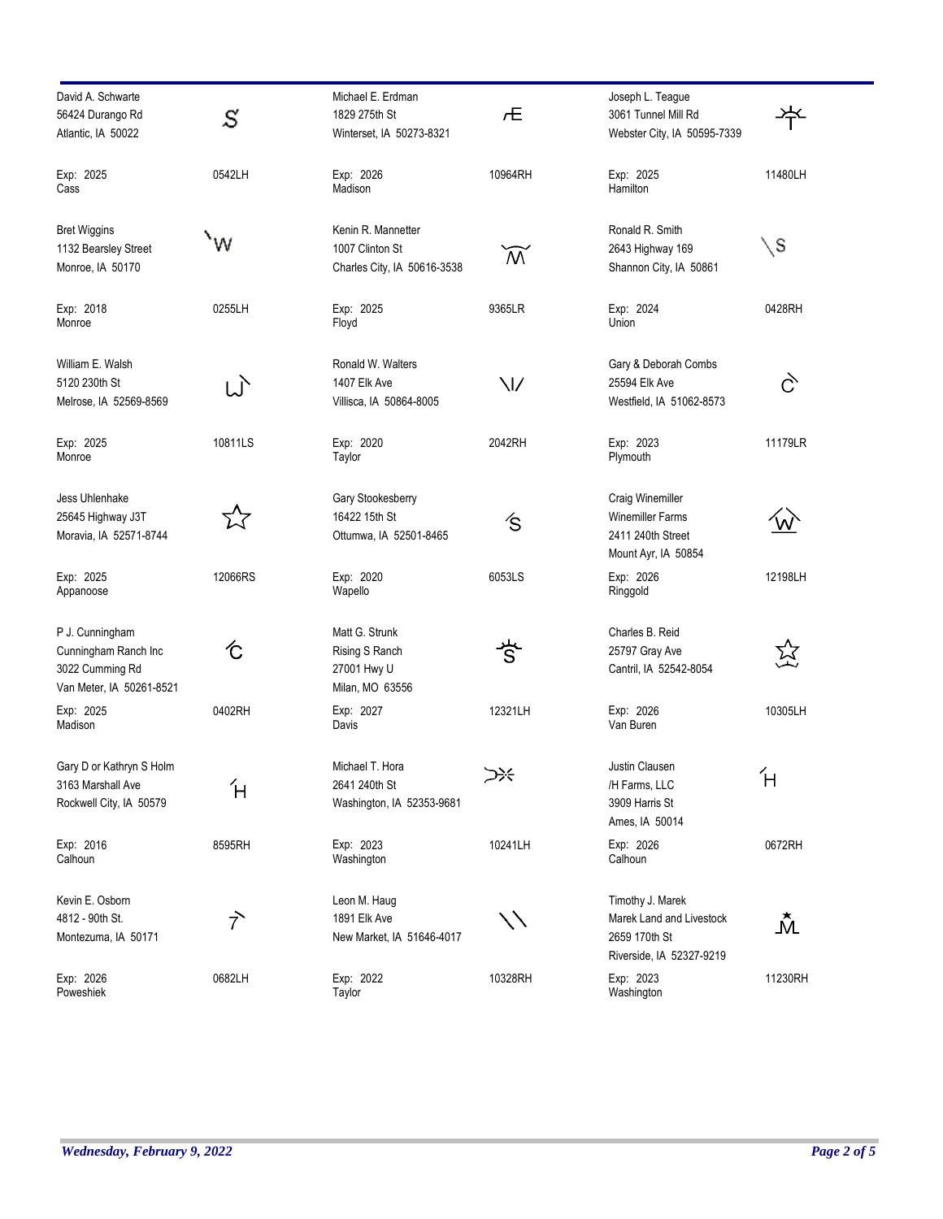| Name / Address | Brand | Location | Name / Address | Brand | Location | Name / Address | Brand | Location |
|---|---|---|---|---|---|---|---|---|
| David A. Schwarte<br>56424 Durango Rd<br>Atlantic, IA 50022<br>Exp: 2025<br>Cass | S | 0542LH | Michael E. Erdman<br>1829 275th St<br>Winterset, IA 50273-8321<br>Exp: 2026<br>Madison | rE | 10964RH | Joseph L. Teague<br>3061 Tunnel Mill Rd<br>Webster City, IA 50595-7339<br>Exp: 2025<br>Hamilton |  | 11480LH |
| Bret Wiggins<br>1132 Bearsley Street<br>Monroe, IA 50170<br>Exp: 2018<br>Monroe | \W | 0255LH | Kenin R. Mannetter<br>1007 Clinton St<br>Charles City, IA 50616-3538<br>Exp: 2025<br>Floyd | M | 9365LR | Ronald R. Smith<br>2643 Highway 169<br>Shannon City, IA 50861<br>Exp: 2024<br>Union | \S | 0428RH |
| William E. Walsh<br>5120 230th St<br>Melrose, IA 52569-8569<br>Exp: 2025<br>Monroe | W\ | 10811LS | Ronald W. Walters<br>1407 Elk Ave<br>Villisca, IA 50864-8005<br>Exp: 2020<br>Taylor | \I/ | 2042RH | Gary & Deborah Combs<br>25594 Elk Ave<br>Westfield, IA 51062-8573<br>Exp: 2023<br>Plymouth | C\ | 11179LR |
| Jess Uhlenhake<br>25645 Highway J3T<br>Moravia, IA 52571-8744<br>Exp: 2025<br>Appanoose | ☆ | 12066RS | Gary Stookesberry<br>16422 15th St<br>Ottumwa, IA 52501-8465<br>Exp: 2020<br>Wapello | /S | 6053LS | Craig Winemiller<br>Winemiller Farms<br>2411 240th Street<br>Mount Ayr, IA 50854<br>Exp: 2026<br>Ringgold | W | 12198LH |
| P J. Cunningham<br>Cunningham Ranch Inc<br>3022 Cumming Rd<br>Van Meter, IA 50261-8521<br>Exp: 2025<br>Madison | /C | 0402RH | Matt G. Strunk<br>Rising S Ranch<br>27001 Hwy U<br>Milan, MO 63556<br>Exp: 2027<br>Davis | S | 12321LH | Charles B. Reid<br>25797 Gray Ave<br>Cantril, IA 52542-8054<br>Exp: 2026<br>Van Buren | ☆ | 10305LH |
| Gary D or Kathryn S Holm<br>3163 Marshall Ave<br>Rockwell City, IA 50579<br>Exp: 2016<br>Calhoun | /H | 8595RH | Michael T. Hora<br>2641 240th St<br>Washington, IA 52353-9681<br>Exp: 2023<br>Washington |  | 10241LH | Justin Clausen<br>/H Farms, LLC<br>3909 Harris St<br>Ames, IA 50014<br>Exp: 2026<br>Calhoun | /H | 0672RH |
| Kevin E. Osborn<br>4812 - 90th St.<br>Montezuma, IA 50171<br>Exp: 2026<br>Poweshiek | 7\ | 0682LH | Leon M. Haug<br>1891 Elk Ave<br>New Market, IA 51646-4017<br>Exp: 2022<br>Taylor | \\ | 10328RH | Timothy J. Marek<br>Marek Land and Livestock<br>2659 170th St<br>Riverside, IA 52327-9219<br>Exp: 2023<br>Washington | M | 11230RH |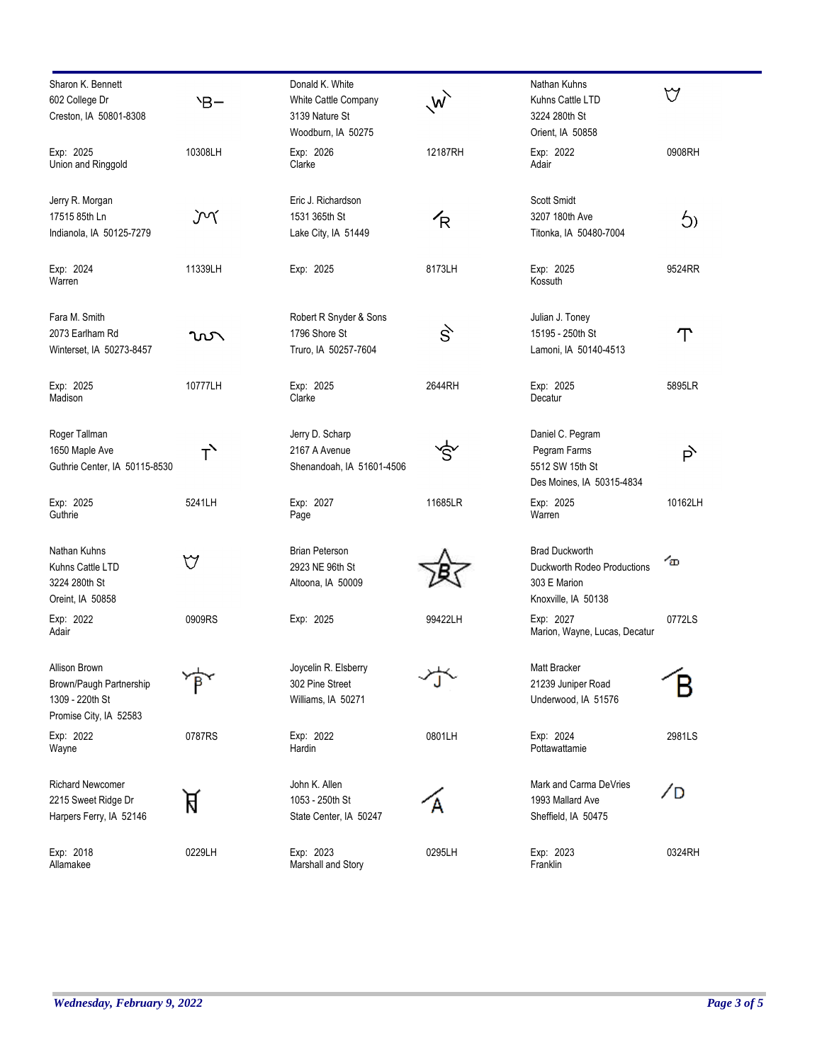Sharon K. Bennett
602 College Dr
Creston, IA 50801-8308

Exp: 2025 — 10308LH
Union and Ringgold

Donald K. White
White Cattle Company
3139 Nature St
Woodburn, IA 50275

Exp: 2026 — 12187RH
Clarke

Nathan Kuhns
Kuhns Cattle LTD
3224 280th St
Orient, IA 50858

Exp: 2022 — 0908RH
Adair

Jerry R. Morgan
17515 85th Ln
Indianola, IA 50125-7279

Exp: 2024 — 11339LH
Warren

Eric J. Richardson
1531 365th St
Lake City, IA 51449

Exp: 2025 — 8173LH

Scott Smidt
3207 180th Ave
Titonka, IA 50480-7004

Exp: 2025 — 9524RR
Kossuth

Fara M. Smith
2073 Earlham Rd
Winterset, IA 50273-8457

Exp: 2025 — 10777LH
Madison

Robert R Snyder & Sons
1796 Shore St
Truro, IA 50257-7604

Exp: 2025 — 2644RH
Clarke

Julian J. Toney
15195 - 250th St
Lamoni, IA 50140-4513

Exp: 2025 — 5895LR
Decatur

Roger Tallman
1650 Maple Ave
Guthrie Center, IA 50115-8530

Exp: 2025 — 5241LH
Guthrie

Jerry D. Scharp
2167 A Avenue
Shenandoah, IA 51601-4506

Exp: 2027 — 11685LR
Page

Daniel C. Pegram
Pegram Farms
5512 SW 15th St
Des Moines, IA 50315-4834

Exp: 2025 — 10162LH
Warren

Nathan Kuhns
Kuhns Cattle LTD
3224 280th St
Oreint, IA 50858

Exp: 2022 — 0909RS
Adair

Brian Peterson
2923 NE 96th St
Altoona, IA 50009

Exp: 2025 — 99422LH

Brad Duckworth
Duckworth Rodeo Productions
303 E Marion
Knoxville, IA 50138

Exp: 2027 — 0772LS
Marion, Wayne, Lucas, Decatur

Allison Brown
Brown/Paugh Partnership
1309 - 220th St
Promise City, IA 52583

Exp: 2022 — 0787RS
Wayne

Joycelin R. Elsberry
302 Pine Street
Williams, IA 50271

Exp: 2022 — 0801LH
Hardin

Matt Bracker
21239 Juniper Road
Underwood, IA 51576

Exp: 2024 — 2981LS
Pottawattamie

Richard Newcomer
2215 Sweet Ridge Dr
Harpers Ferry, IA 52146

Exp: 2018 — 0229LH
Allamakee

John K. Allen
1053 - 250th St
State Center, IA 50247

Exp: 2023 — 0295LH
Marshall and Story

Mark and Carma DeVries
1993 Mallard Ave
Sheffield, IA 50475

Exp: 2023 — 0324RH
Franklin

*Wednesday, February 9, 2022*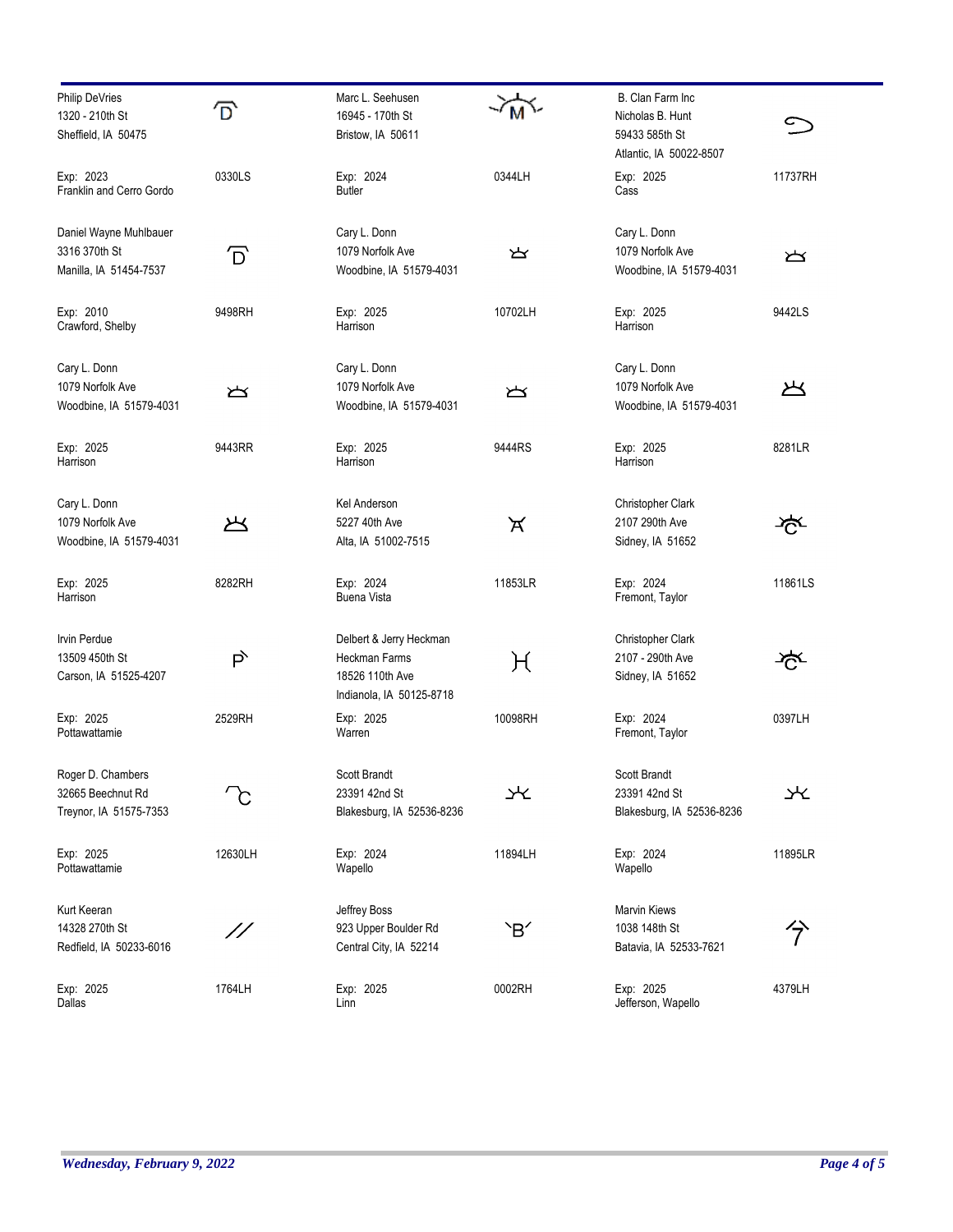| Philip DeVries<br>1320 - 210th St<br>Sheffield, IA 50475 | | 0330LS | Marc L. Seehusen<br>16945 - 170th St<br>Bristow, IA 50611 | | 0344LH | B. Clan Farm Inc<br>Nicholas B. Hunt<br>59433 585th St<br>Atlantic, IA 50022-8507 | | 11737RH |
|---|---|---|---|---|---|---|---|---|
| Exp: 2023<br>Franklin and Cerro Gordo | | | Exp: 2024<br>Butler | | | Exp: 2025<br>Cass | | |
| Daniel Wayne Muhlbauer<br>3316 370th St<br>Manilla, IA 51454-7537 | | 9498RH | Cary L. Donn<br>1079 Norfolk Ave<br>Woodbine, IA 51579-4031 | | 10702LH | Cary L. Donn<br>1079 Norfolk Ave<br>Woodbine, IA 51579-4031 | | 9442LS |
| Exp: 2010<br>Crawford, Shelby | | | Exp: 2025<br>Harrison | | | Exp: 2025<br>Harrison | | |
| Cary L. Donn<br>1079 Norfolk Ave<br>Woodbine, IA 51579-4031 | | 9443RR | Cary L. Donn<br>1079 Norfolk Ave<br>Woodbine, IA 51579-4031 | | 9444RS | Cary L. Donn<br>1079 Norfolk Ave<br>Woodbine, IA 51579-4031 | | 8281LR |
| Exp: 2025<br>Harrison | | | Exp: 2025<br>Harrison | | | Exp: 2025<br>Harrison | | |
| Cary L. Donn<br>1079 Norfolk Ave<br>Woodbine, IA 51579-4031 | | 8282RH | Kel Anderson<br>5227 40th Ave<br>Alta, IA 51002-7515 | | 11853LR | Christopher Clark<br>2107 290th Ave<br>Sidney, IA 51652 | | 11861LS |
| Exp: 2025<br>Harrison | | | Exp: 2024<br>Buena Vista | | | Exp: 2024<br>Fremont, Taylor | | |
| Irvin Perdue<br>13509 450th St<br>Carson, IA 51525-4207 | | 2529RH | Delbert & Jerry Heckman<br>Heckman Farms<br>18526 110th Ave<br>Indianola, IA 50125-8718 | | 10098RH | Christopher Clark<br>2107 - 290th Ave<br>Sidney, IA 51652 | | 0397LH |
| Exp: 2025<br>Pottawattamie | | | Exp: 2025<br>Warren | | | Exp: 2024<br>Fremont, Taylor | | |
| Roger D. Chambers<br>32665 Beechnut Rd<br>Treynor, IA 51575-7353 | | 12630LH | Scott Brandt<br>23391 42nd St<br>Blakesburg, IA 52536-8236 | | 11894LH | Scott Brandt<br>23391 42nd St<br>Blakesburg, IA 52536-8236 | | 11895LR |
| Exp: 2025<br>Pottawattamie | | | Exp: 2024<br>Wapello | | | Exp: 2024<br>Wapello | | |
| Kurt Keeran<br>14328 270th St<br>Redfield, IA 50233-6016 | | 1764LH | Jeffrey Boss<br>923 Upper Boulder Rd<br>Central City, IA 52214 | | 0002RH | Marvin Kiews<br>1038 148th St<br>Batavia, IA 52533-7621 | | 4379LH |
| Exp: 2025<br>Dallas | | | Exp: 2025<br>Linn | | | Exp: 2025<br>Jefferson, Wapello | | |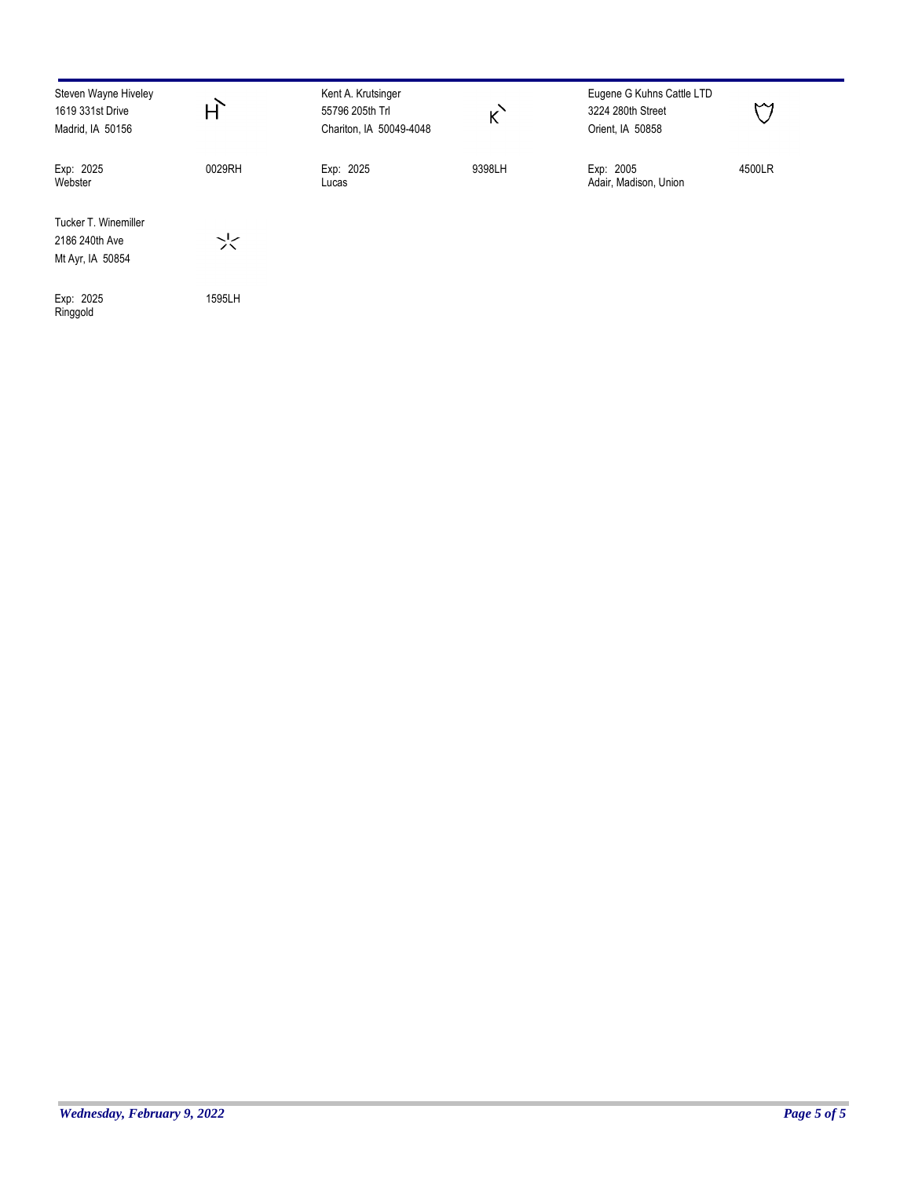Steven Wayne Hiveley
1619 331st Drive
Madrid, IA 50156

Exp: 2025 0029RH
Webster

Kent A. Krutsinger
55796 205th Trl
Chariton, IA 50049-4048

Exp: 2025 9398LH
Lucas

Eugene G Kuhns Cattle LTD
3224 280th Street
Orient, IA 50858

Exp: 2005 4500LR
Adair, Madison, Union

Tucker T. Winemiller
2186 240th Ave
Mt Ayr, IA 50854

Exp: 2025 1595LH
Ringgold